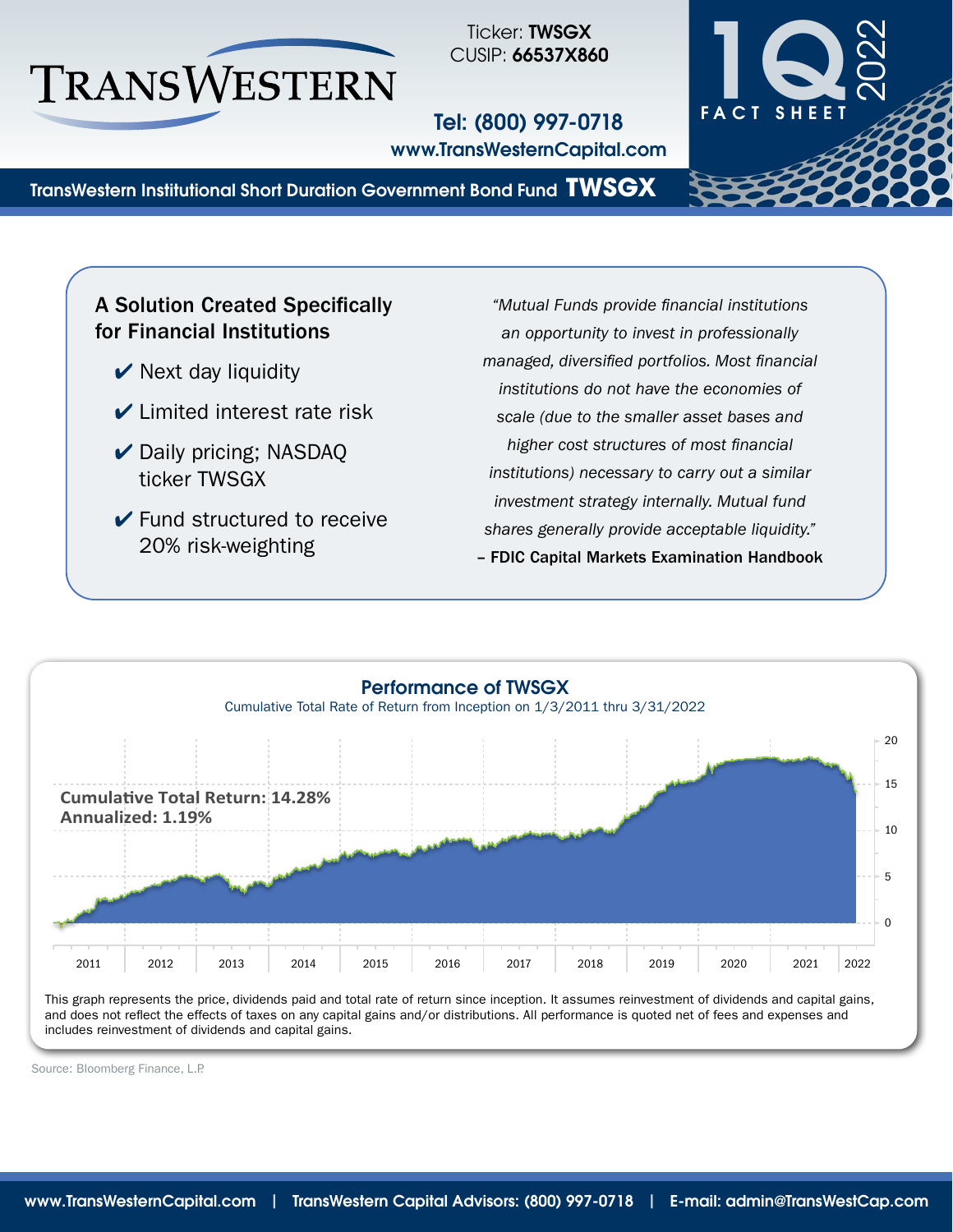# TransWestern

Ticker: **TWSGX**
CUSIP: **66537X860**

**Tel: (800) 997-0718**
**www.TransWesternCapital.com**

**1Q 2022 FACT SHEET**

## TransWestern Institutional Short Duration Government Bond Fund **TWSGX**

### A Solution Created Specifically for Financial Institutions

- ✔ Next day liquidity
- ✔ Limited interest rate risk
- ✔ Daily pricing; NASDAQ ticker TWSGX
- ✔ Fund structured to receive 20% risk-weighting

*"Mutual Funds provide financial institutions an opportunity to invest in professionally managed, diversified portfolios. Most financial institutions do not have the economies of scale (due to the smaller asset bases and higher cost structures of most financial institutions) necessary to carry out a similar investment strategy internally. Mutual fund shares generally provide acceptable liquidity."*
**– FDIC Capital Markets Examination Handbook**

### Performance of TWSGX

Cumulative Total Rate of Return from Inception on 1/3/2011 thru 3/31/2022

**Cumulative Total Return: 14.28%**
**Annualized: 1.19%**

This graph represents the price, dividends paid and total rate of return since inception. It assumes reinvestment of dividends and capital gains, and does not reflect the effects of taxes on any capital gains and/or distributions. All performance is quoted net of fees and expenses and includes reinvestment of dividends and capital gains.

Source: Bloomberg Finance, L.P.

www.TransWesternCapital.com | TransWestern Capital Advisors: (800) 997-0718 | E-mail: admin@TransWestCap.com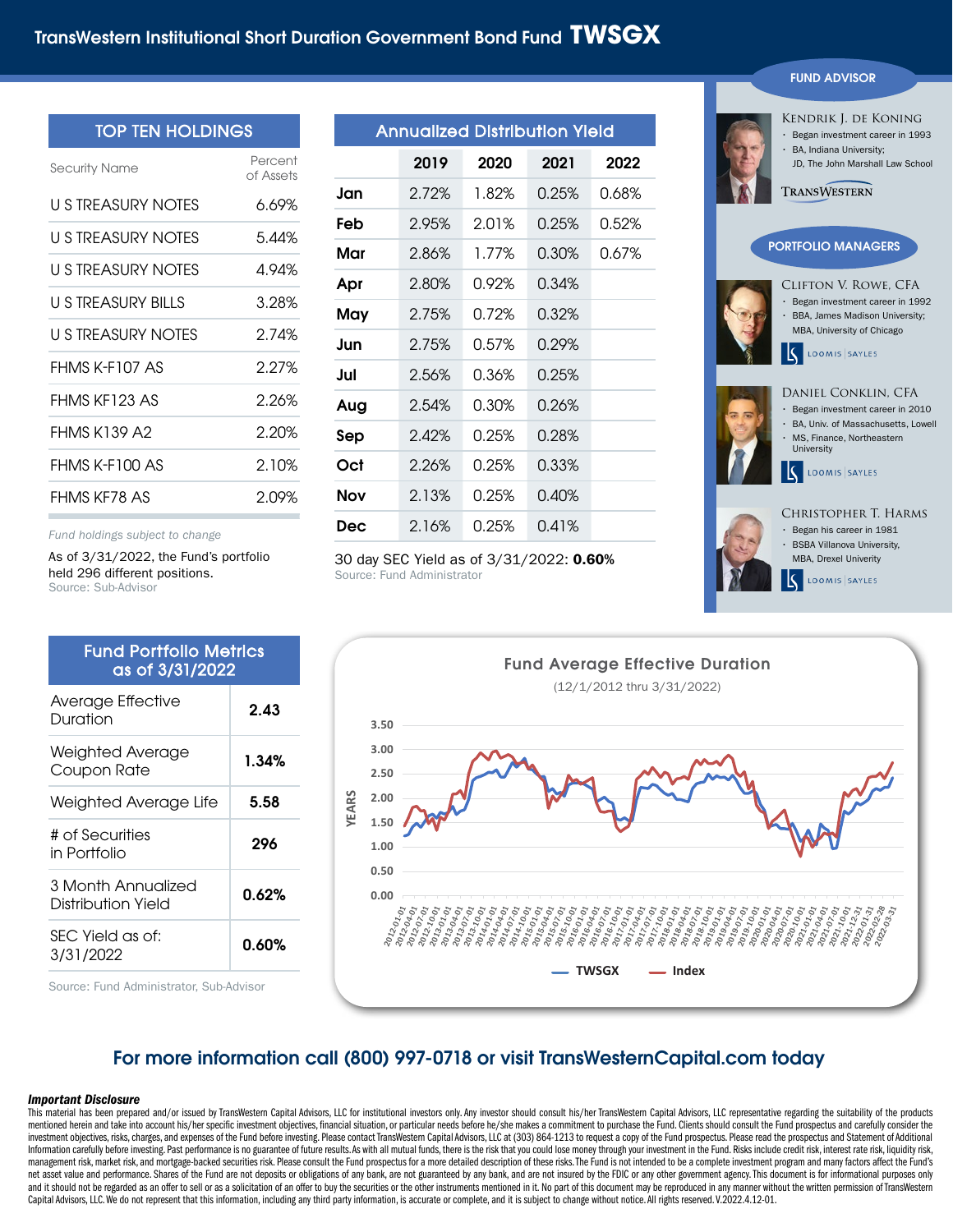# TransWestern Institutional Short Duration Government Bond Fund **TWSGX**

## TOP TEN HOLDINGS

| Security Name | Percent of Assets |
|---|---|
| U S TREASURY NOTES | 6.69% |
| U S TREASURY NOTES | 5.44% |
| U S TREASURY NOTES | 4.94% |
| U S TREASURY BILLS | 3.28% |
| U S TREASURY NOTES | 2.74% |
| FHMS K-F107 AS | 2.27% |
| FHMS KF123 AS | 2.26% |
| FHMS K139 A2 | 2.20% |
| FHMS K-F100 AS | 2.10% |
| FHMS KF78 AS | 2.09% |

*Fund holdings subject to change*

As of 3/31/2022, the Fund's portfolio held 296 different positions.
Source: Sub-Advisor

## Annualized Distribution Yield

| | 2019 | 2020 | 2021 | 2022 |
|---|---|---|---|---|
| Jan | 2.72% | 1.82% | 0.25% | 0.68% |
| Feb | 2.95% | 2.01% | 0.25% | 0.52% |
| Mar | 2.86% | 1.77% | 0.30% | 0.67% |
| Apr | 2.80% | 0.92% | 0.34% | |
| May | 2.75% | 0.72% | 0.32% | |
| Jun | 2.75% | 0.57% | 0.29% | |
| Jul | 2.56% | 0.36% | 0.25% | |
| Aug | 2.54% | 0.30% | 0.26% | |
| Sep | 2.42% | 0.25% | 0.28% | |
| Oct | 2.26% | 0.25% | 0.33% | |
| Nov | 2.13% | 0.25% | 0.40% | |
| Dec | 2.16% | 0.25% | 0.41% | |

30 day SEC Yield as of 3/31/2022: **0.60%**
Source: Fund Administrator

## FUND ADVISOR

**Kendrik J. de Koning**
- Began investment career in 1993
- BA, Indiana University; JD, The John Marshall Law School

TransWestern

## PORTFOLIO MANAGERS

**Clifton V. Rowe, CFA**
- Began investment career in 1992
- BBA, James Madison University; MBA, University of Chicago

Loomis | Sayles

**Daniel Conklin, CFA**
- Began investment career in 2010
- BA, Univ. of Massachusetts, Lowell
- MS, Finance, Northeastern University

Loomis | Sayles

**Christopher T. Harms**
- Began his career in 1981
- BSBA Villanova University, MBA, Drexel Univerity

Loomis | Sayles

## Fund Portfolio Metrics as of 3/31/2022

| | |
|---|---|
| Average Effective Duration | 2.43 |
| Weighted Average Coupon Rate | 1.34% |
| Weighted Average Life | 5.58 |
| # of Securities in Portfolio | 296 |
| 3 Month Annualized Distribution Yield | 0.62% |
| SEC Yield as of: 3/31/2022 | 0.60% |

Source: Fund Administrator, Sub-Advisor

## Fund Average Effective Duration

(12/1/2012 thru 3/31/2022)

YEARS

3.50
3.00
2.50
2.00
1.50
1.00
0.50
0.00

2012-01-01, 2012-04-01, 2012-07-01, 2012-10-01, 2013-01-01, 2013-04-01, 2013-07-01, 2013-10-01, 2014-01-01, 2014-04-01, 2014-07-01, 2014-10-01, 2015-01-01, 2015-04-01, 2015-07-01, 2015-10-01, 2016-01-01, 2016-04-01, 2016-07-01, 2016-10-01, 2017-01-01, 2017-04-01, 2017-07-01, 2017-10-01, 2018-01-01, 2018-04-01, 2018-07-01, 2018-10-01, 2019-01-01, 2019-04-01, 2019-07-01, 2019-10-01, 2020-01-01, 2020-04-01, 2020-07-01, 2020-10-01, 2021-01-01, 2021-04-01, 2021-07-01, 2021-10-01, 2021-12-31, 2022-01-31, 2022-02-28, 2022-03-31

TWSGX — Index

## For more information call (800) 997-0718 or visit TransWesternCapital.com today

***Important Disclosure***

This material has been prepared and/or issued by TransWestern Capital Advisors, LLC for institutional investors only. Any investor should consult his/her TransWestern Capital Advisors, LLC representative regarding the suitability of the products mentioned herein and take into account his/her specific investment objectives, financial situation, or particular needs before he/she makes a commitment to purchase the Fund. Clients should consult the Fund prospectus and carefully consider the investment objectives, risks, charges, and expenses of the Fund before investing. Please contact TransWestern Capital Advisors, LLC at (303) 864-1213 to request a copy of the Fund prospectus. Please read the prospectus and Statement of Additional Information carefully before investing. Past performance is no guarantee of future results. As with all mutual funds, there is the risk that you could lose money through your investment in the Fund. Risks include credit risk, interest rate risk, liquidity risk, management risk, market risk, and mortgage-backed securities risk. Please consult the Fund prospectus for a more detailed description of these risks. The Fund is not intended to be a complete investment program and many factors affect the Fund's net asset value and performance. Shares of the Fund are not deposits or obligations of any bank, are not guaranteed by any bank, and are not insured by the FDIC or any other government agency. This document is for informational purposes only and it should not be regarded as an offer to sell or as a solicitation of an offer to buy the securities or the other instruments mentioned in it. No part of this document may be reproduced in any manner without the written permission of TransWestern Capital Advisors, LLC. We do not represent that this information, including any third party information, is accurate or complete, and it is subject to change without notice. All rights reserved. V.2022.4.12-01.